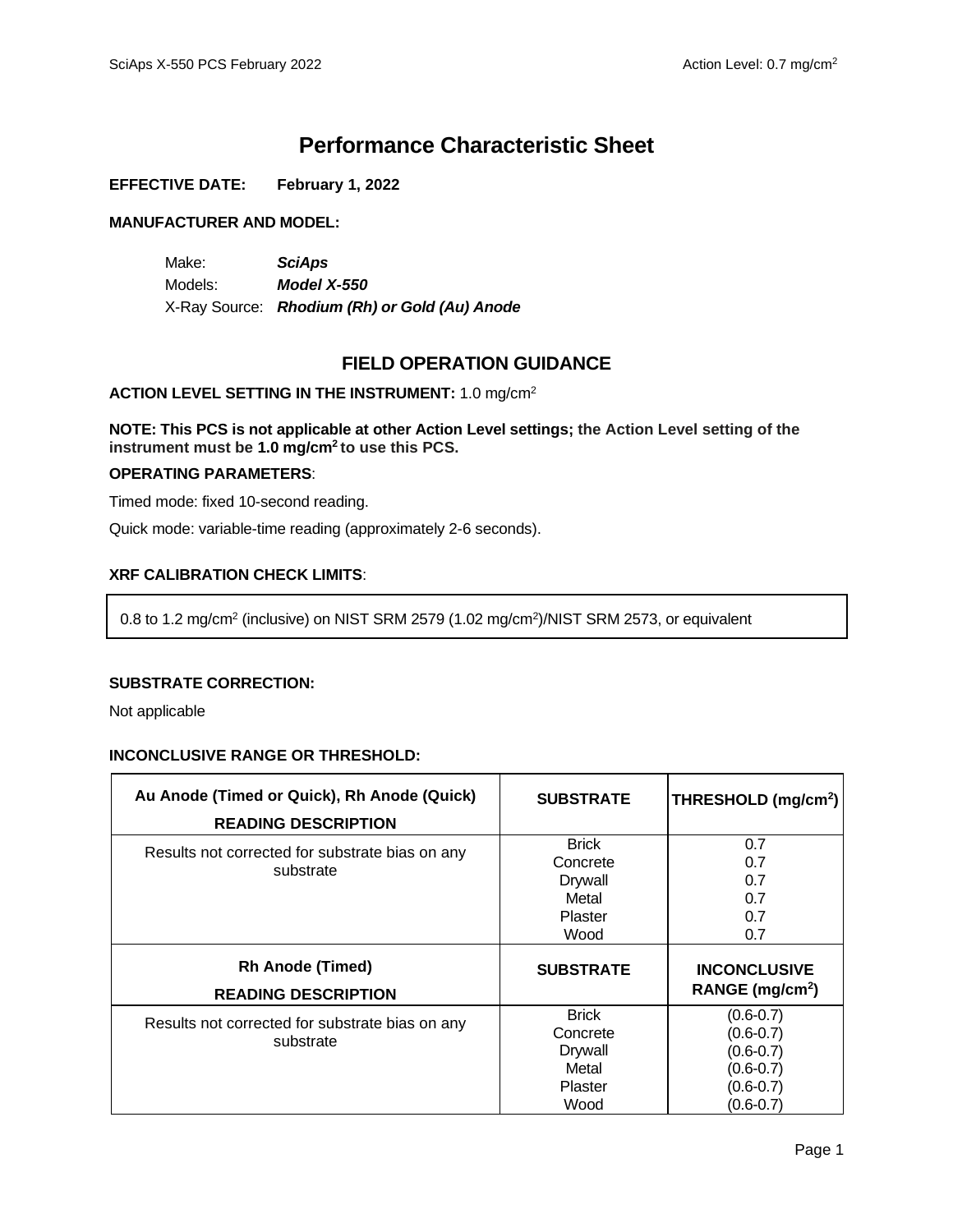# Performance Characteristic Sheet

**EFFECTIVE DATE: February 1, 2022**

**MANUFACTURER AND MODEL:**

Make: ***SciAps***
Models: ***Model X-550***
X-Ray Source: ***Rhodium (Rh) or Gold (Au) Anode***

## FIELD OPERATION GUIDANCE

**ACTION LEVEL SETTING IN THE INSTRUMENT:** 1.0 mg/cm$^2$

**NOTE: This PCS is not applicable at other Action Level settings; the Action Level setting of the instrument must be 1.0 mg/cm$^2$ to use this PCS.**

**OPERATING PARAMETERS**:

Timed mode: fixed 10-second reading.

Quick mode: variable-time reading (approximately 2-6 seconds).

**XRF CALIBRATION CHECK LIMITS**:

0.8 to 1.2 mg/cm$^2$ (inclusive) on NIST SRM 2579 (1.02 mg/cm$^2$)/NIST SRM 2573, or equivalent

**SUBSTRATE CORRECTION:**

Not applicable

**INCONCLUSIVE RANGE OR THRESHOLD:**

| Au Anode (Timed or Quick), Rh Anode (Quick) READING DESCRIPTION | SUBSTRATE | THRESHOLD (mg/cm$^2$) |
|---|---|---|
| Results not corrected for substrate bias on any substrate | Brick | 0.7 |
| | Concrete | 0.7 |
| | Drywall | 0.7 |
| | Metal | 0.7 |
| | Plaster | 0.7 |
| | Wood | 0.7 |
| **Rh Anode (Timed) READING DESCRIPTION** | **SUBSTRATE** | **INCONCLUSIVE RANGE (mg/cm$^2$)** |
| Results not corrected for substrate bias on any substrate | Brick | (0.6-0.7) |
| | Concrete | (0.6-0.7) |
| | Drywall | (0.6-0.7) |
| | Metal | (0.6-0.7) |
| | Plaster | (0.6-0.7) |
| | Wood | (0.6-0.7) |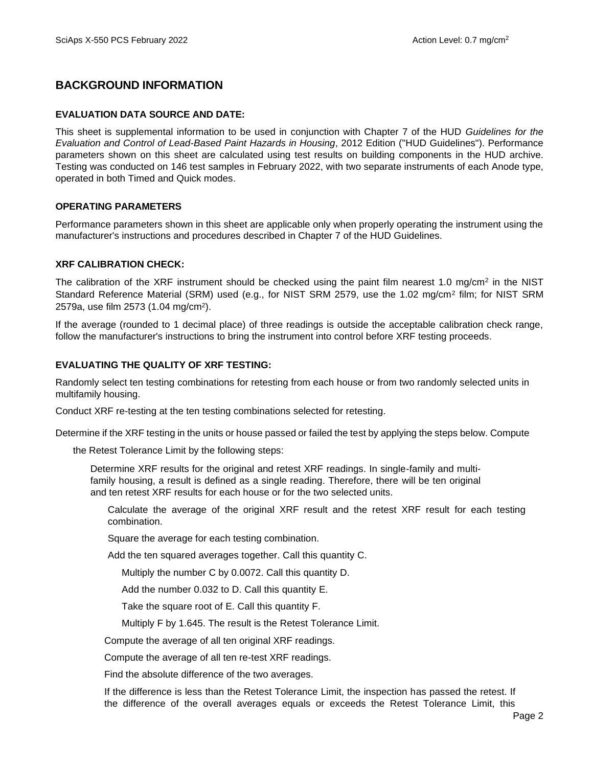# BACKGROUND INFORMATION

### EVALUATION DATA SOURCE AND DATE:

This sheet is supplemental information to be used in conjunction with Chapter 7 of the HUD *Guidelines for the Evaluation and Control of Lead-Based Paint Hazards in Housing*, 2012 Edition ("HUD Guidelines"). Performance parameters shown on this sheet are calculated using test results on building components in the HUD archive. Testing was conducted on 146 test samples in February 2022, with two separate instruments of each Anode type, operated in both Timed and Quick modes.

### OPERATING PARAMETERS

Performance parameters shown in this sheet are applicable only when properly operating the instrument using the manufacturer's instructions and procedures described in Chapter 7 of the HUD Guidelines.

### XRF CALIBRATION CHECK:

The calibration of the XRF instrument should be checked using the paint film nearest 1.0 mg/cm$^2$ in the NIST Standard Reference Material (SRM) used (e.g., for NIST SRM 2579, use the 1.02 mg/cm$^2$ film; for NIST SRM 2579a, use film 2573 (1.04 mg/cm$^2$).

If the average (rounded to 1 decimal place) of three readings is outside the acceptable calibration check range, follow the manufacturer's instructions to bring the instrument into control before XRF testing proceeds.

### EVALUATING THE QUALITY OF XRF TESTING:

Randomly select ten testing combinations for retesting from each house or from two randomly selected units in multifamily housing.

Conduct XRF re-testing at the ten testing combinations selected for retesting.

Determine if the XRF testing in the units or house passed or failed the test by applying the steps below. Compute the Retest Tolerance Limit by the following steps:

Determine XRF results for the original and retest XRF readings. In single-family and multi-family housing, a result is defined as a single reading. Therefore, there will be ten original and ten retest XRF results for each house or for the two selected units.

Calculate the average of the original XRF result and the retest XRF result for each testing combination.

Square the average for each testing combination.

Add the ten squared averages together. Call this quantity C.

Multiply the number C by 0.0072. Call this quantity D.

Add the number 0.032 to D. Call this quantity E.

Take the square root of E. Call this quantity F.

Multiply F by 1.645. The result is the Retest Tolerance Limit.

Compute the average of all ten original XRF readings.

Compute the average of all ten re-test XRF readings.

Find the absolute difference of the two averages.

If the difference is less than the Retest Tolerance Limit, the inspection has passed the retest. If the difference of the overall averages equals or exceeds the Retest Tolerance Limit, this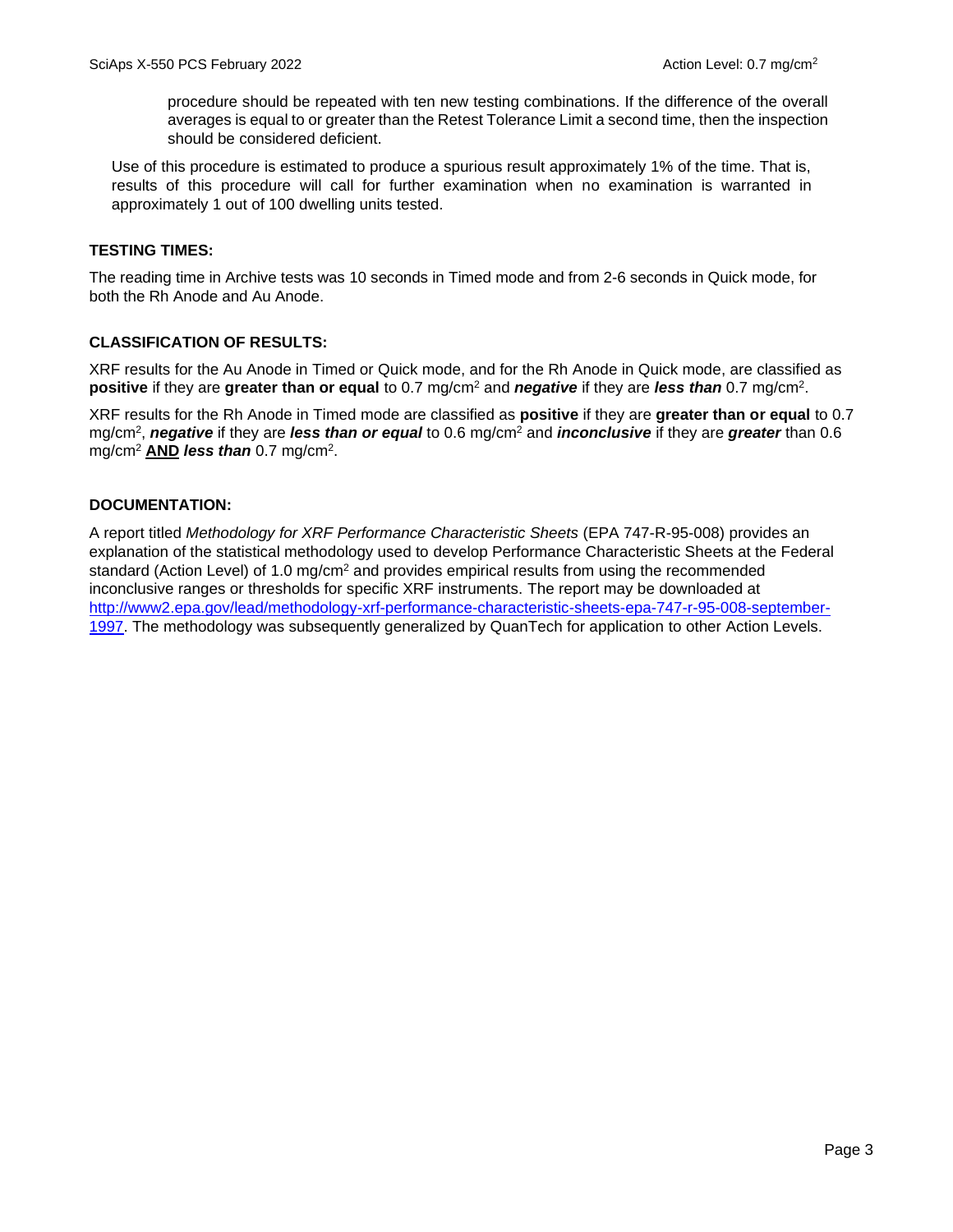procedure should be repeated with ten new testing combinations. If the difference of the overall averages is equal to or greater than the Retest Tolerance Limit a second time, then the inspection should be considered deficient.

Use of this procedure is estimated to produce a spurious result approximately 1% of the time. That is, results of this procedure will call for further examination when no examination is warranted in approximately 1 out of 100 dwelling units tested.

### TESTING TIMES:

The reading time in Archive tests was 10 seconds in Timed mode and from 2-6 seconds in Quick mode, for both the Rh Anode and Au Anode.

### CLASSIFICATION OF RESULTS:

XRF results for the Au Anode in Timed or Quick mode, and for the Rh Anode in Quick mode, are classified as **positive** if they are **greater than or equal** to 0.7 $mg/cm^2$ and ***negative*** if they are ***less than*** 0.7 $mg/cm^2$.

XRF results for the Rh Anode in Timed mode are classified as **positive** if they are **greater than or equal** to 0.7 $mg/cm^2$, ***negative*** if they are ***less than or equal*** to 0.6 $mg/cm^2$ and ***inconclusive*** if they are ***greater*** than 0.6 $mg/cm^2$ **AND** ***less than*** 0.7 $mg/cm^2$.

### DOCUMENTATION:

A report titled *Methodology for XRF Performance Characteristic Sheets* (EPA 747-R-95-008) provides an explanation of the statistical methodology used to develop Performance Characteristic Sheets at the Federal standard (Action Level) of 1.0 $mg/cm^2$ and provides empirical results from using the recommended inconclusive ranges or thresholds for specific XRF instruments. The report may be downloaded at http://www2.epa.gov/lead/methodology-xrf-performance-characteristic-sheets-epa-747-r-95-008-september-1997. The methodology was subsequently generalized by QuanTech for application to other Action Levels.